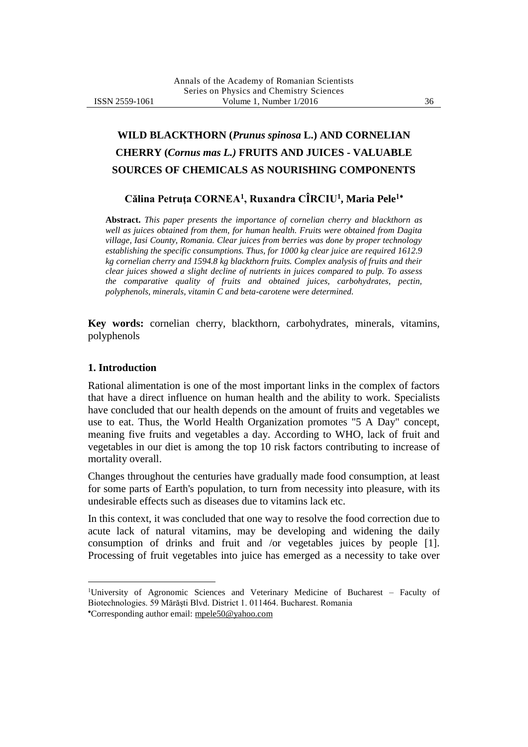# WILD BLACKTHORN (*Prunus spinosa* L.) AND CORNELIAN CHERRY (*Cornus mas L.)* FRUITS AND JUICES - VALUABLE SOURCES OF CHEMICALS AS NOURISHING COMPONENTS

**Călina Petruța CORNEA[1], Ruxandra CÎRCIU[1], Maria Pele[1*]**

**Abstract.** *This paper presents the importance of cornelian cherry and blackthorn as well as juices obtained from them, for human health. Fruits were obtained from Dagita village, Iasi County, Romania. Clear juices from berries was done by proper technology establishing the specific consumptions. Thus, for 1000 kg clear juice are required 1612.9 kg cornelian cherry and 1594.8 kg blackthorn fruits. Complex analysis of fruits and their clear juices showed a slight decline of nutrients in juices compared to pulp. To assess the comparative quality of fruits and obtained juices, carbohydrates, pectin, polyphenols, minerals, vitamin C and beta-carotene were determined.*

**Key words:** cornelian cherry, blackthorn, carbohydrates, minerals, vitamins, polyphenols

## 1. Introduction

Rational alimentation is one of the most important links in the complex of factors that have a direct influence on human health and the ability to work. Specialists have concluded that our health depends on the amount of fruits and vegetables we use to eat. Thus, the World Health Organization promotes "5 A Day" concept, meaning five fruits and vegetables a day. According to WHO, lack of fruit and vegetables in our diet is among the top 10 risk factors contributing to increase of mortality overall.

Changes throughout the centuries have gradually made food consumption, at least for some parts of Earth's population, to turn from necessity into pleasure, with its undesirable effects such as diseases due to vitamins lack etc.

In this context, it was concluded that one way to resolve the food correction due to acute lack of natural vitamins, may be developing and widening the daily consumption of drinks and fruit and /or vegetables juices by people [1]. Processing of fruit vegetables into juice has emerged as a necessity to take over

---

[1]University of Agronomic Sciences and Veterinary Medicine of Bucharest – Faculty of Biotechnologies. 59 Mărăști Blvd. District 1. 011464. Bucharest. Romania

[*]Corresponding author email: mpele50@yahoo.com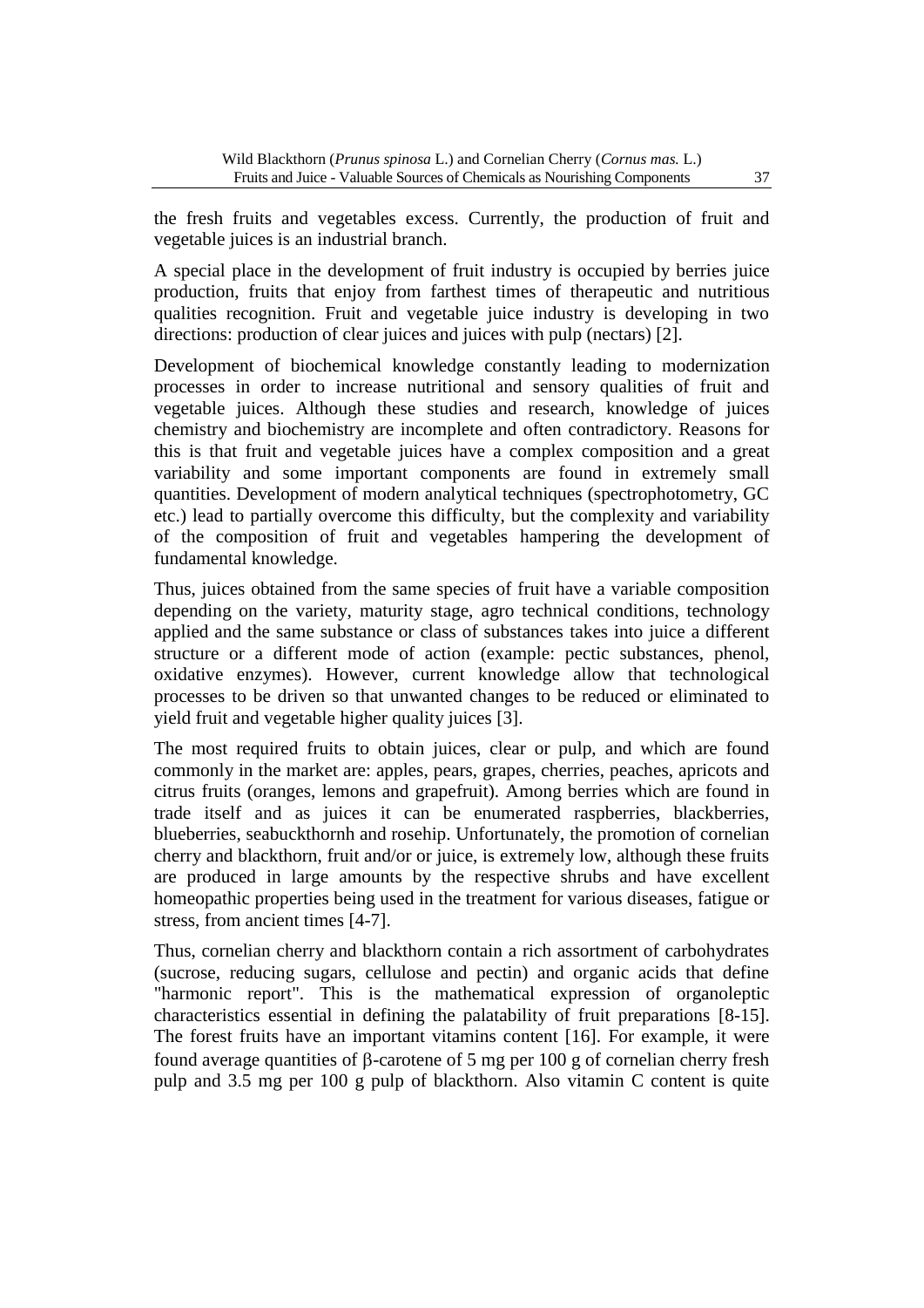the fresh fruits and vegetables excess. Currently, the production of fruit and vegetable juices is an industrial branch.

A special place in the development of fruit industry is occupied by berries juice production, fruits that enjoy from farthest times of therapeutic and nutritious qualities recognition. Fruit and vegetable juice industry is developing in two directions: production of clear juices and juices with pulp (nectars) [2].

Development of biochemical knowledge constantly leading to modernization processes in order to increase nutritional and sensory qualities of fruit and vegetable juices. Although these studies and research, knowledge of juices chemistry and biochemistry are incomplete and often contradictory. Reasons for this is that fruit and vegetable juices have a complex composition and a great variability and some important components are found in extremely small quantities. Development of modern analytical techniques (spectrophotometry, GC etc.) lead to partially overcome this difficulty, but the complexity and variability of the composition of fruit and vegetables hampering the development of fundamental knowledge.

Thus, juices obtained from the same species of fruit have a variable composition depending on the variety, maturity stage, agro technical conditions, technology applied and the same substance or class of substances takes into juice a different structure or a different mode of action (example: pectic substances, phenol, oxidative enzymes). However, current knowledge allow that technological processes to be driven so that unwanted changes to be reduced or eliminated to yield fruit and vegetable higher quality juices [3].

The most required fruits to obtain juices, clear or pulp, and which are found commonly in the market are: apples, pears, grapes, cherries, peaches, apricots and citrus fruits (oranges, lemons and grapefruit). Among berries which are found in trade itself and as juices it can be enumerated raspberries, blackberries, blueberries, seabuckthornh and rosehip. Unfortunately, the promotion of cornelian cherry and blackthorn, fruit and/or or juice, is extremely low, although these fruits are produced in large amounts by the respective shrubs and have excellent homeopathic properties being used in the treatment for various diseases, fatigue or stress, from ancient times [4-7].

Thus, cornelian cherry and blackthorn contain a rich assortment of carbohydrates (sucrose, reducing sugars, cellulose and pectin) and organic acids that define "harmonic report". This is the mathematical expression of organoleptic characteristics essential in defining the palatability of fruit preparations [8-15]. The forest fruits have an important vitamins content [16]. For example, it were found average quantities of β-carotene of 5 mg per 100 g of cornelian cherry fresh pulp and 3.5 mg per 100 g pulp of blackthorn. Also vitamin C content is quite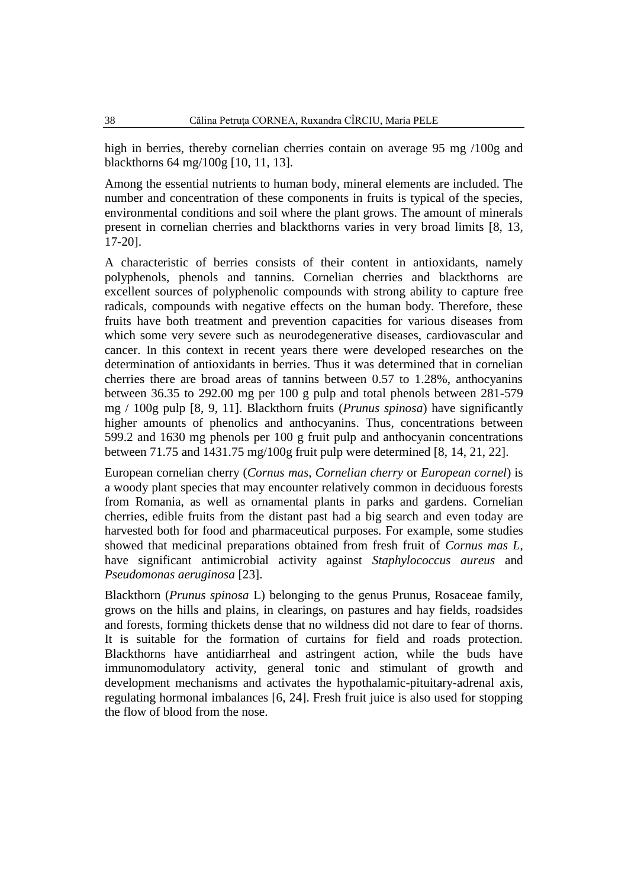high in berries, thereby cornelian cherries contain on average 95 mg /100g and blackthorns 64 mg/100g [10, 11, 13].

Among the essential nutrients to human body, mineral elements are included. The number and concentration of these components in fruits is typical of the species, environmental conditions and soil where the plant grows. The amount of minerals present in cornelian cherries and blackthorns varies in very broad limits [8, 13, 17-20].

A characteristic of berries consists of their content in antioxidants, namely polyphenols, phenols and tannins. Cornelian cherries and blackthorns are excellent sources of polyphenolic compounds with strong ability to capture free radicals, compounds with negative effects on the human body. Therefore, these fruits have both treatment and prevention capacities for various diseases from which some very severe such as neurodegenerative diseases, cardiovascular and cancer. In this context in recent years there were developed researches on the determination of antioxidants in berries. Thus it was determined that in cornelian cherries there are broad areas of tannins between 0.57 to 1.28%, anthocyanins between 36.35 to 292.00 mg per 100 g pulp and total phenols between 281-579 mg / 100g pulp [8, 9, 11]. Blackthorn fruits (*Prunus spinosa*) have significantly higher amounts of phenolics and anthocyanins. Thus, concentrations between 599.2 and 1630 mg phenols per 100 g fruit pulp and anthocyanin concentrations between 71.75 and 1431.75 mg/100g fruit pulp were determined [8, 14, 21, 22].

European cornelian cherry (*Cornus mas*, *Cornelian cherry* or *European cornel*) is a woody plant species that may encounter relatively common in deciduous forests from Romania, as well as ornamental plants in parks and gardens. Cornelian cherries, edible fruits from the distant past had a big search and even today are harvested both for food and pharmaceutical purposes. For example, some studies showed that medicinal preparations obtained from fresh fruit of *Cornus mas L*, have significant antimicrobial activity against *Staphylococcus aureus* and *Pseudomonas aeruginosa* [23].

Blackthorn (*Prunus spinosa* L) belonging to the genus Prunus, Rosaceae family, grows on the hills and plains, in clearings, on pastures and hay fields, roadsides and forests, forming thickets dense that no wildness did not dare to fear of thorns. It is suitable for the formation of curtains for field and roads protection. Blackthorns have antidiarrheal and astringent action, while the buds have immunomodulatory activity, general tonic and stimulant of growth and development mechanisms and activates the hypothalamic-pituitary-adrenal axis, regulating hormonal imbalances [6, 24]. Fresh fruit juice is also used for stopping the flow of blood from the nose.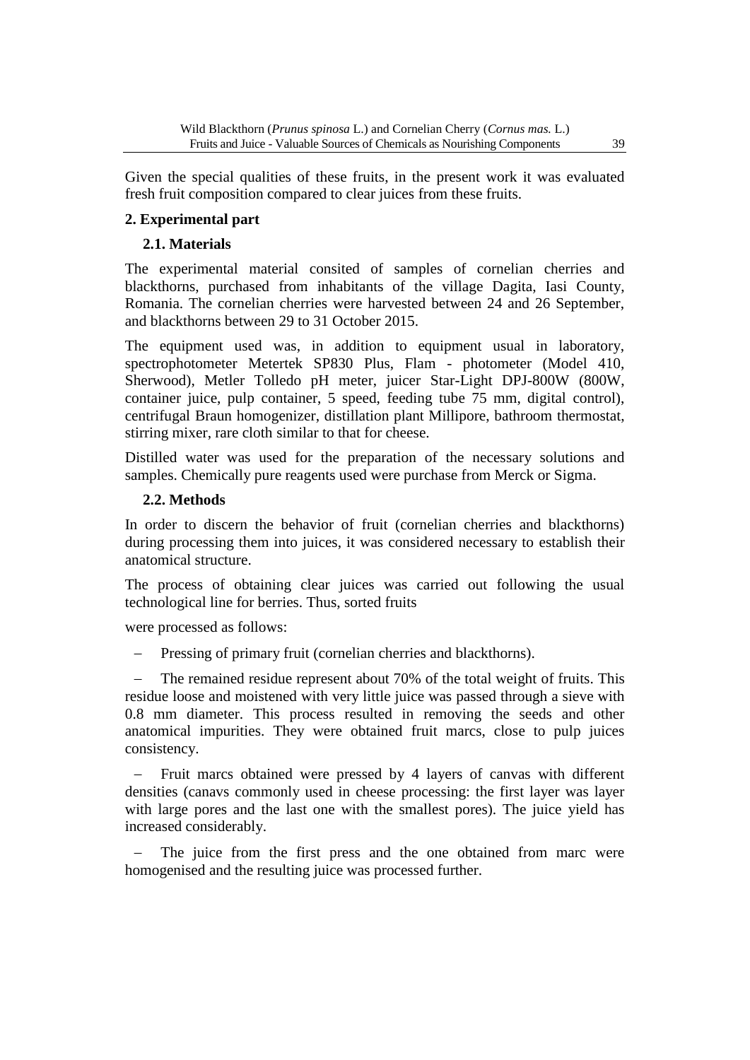Given the special qualities of these fruits, in the present work it was evaluated fresh fruit composition compared to clear juices from these fruits.

## 2. Experimental part

### 2.1. Materials

The experimental material consited of samples of cornelian cherries and blackthorns, purchased from inhabitants of the village Dagita, Iasi County, Romania. The cornelian cherries were harvested between 24 and 26 September, and blackthorns between 29 to 31 October 2015.

The equipment used was, in addition to equipment usual in laboratory, spectrophotometer Metertek SP830 Plus, Flam - photometer (Model 410, Sherwood), Metler Tolledo pH meter, juicer Star-Light DPJ-800W (800W, container juice, pulp container, 5 speed, feeding tube 75 mm, digital control), centrifugal Braun homogenizer, distillation plant Millipore, bathroom thermostat, stirring mixer, rare cloth similar to that for cheese.

Distilled water was used for the preparation of the necessary solutions and samples. Chemically pure reagents used were purchase from Merck or Sigma.

### 2.2. Methods

In order to discern the behavior of fruit (cornelian cherries and blackthorns) during processing them into juices, it was considered necessary to establish their anatomical structure.

The process of obtaining clear juices was carried out following the usual technological line for berries. Thus, sorted fruits

were processed as follows:

- Pressing of primary fruit (cornelian cherries and blackthorns).
- The remained residue represent about 70% of the total weight of fruits. This residue loose and moistened with very little juice was passed through a sieve with 0.8 mm diameter. This process resulted in removing the seeds and other anatomical impurities. They were obtained fruit marcs, close to pulp juices consistency.
- Fruit marcs obtained were pressed by 4 layers of canvas with different densities (canavs commonly used in cheese processing: the first layer was layer with large pores and the last one with the smallest pores). The juice yield has increased considerably.
- The juice from the first press and the one obtained from marc were homogenised and the resulting juice was processed further.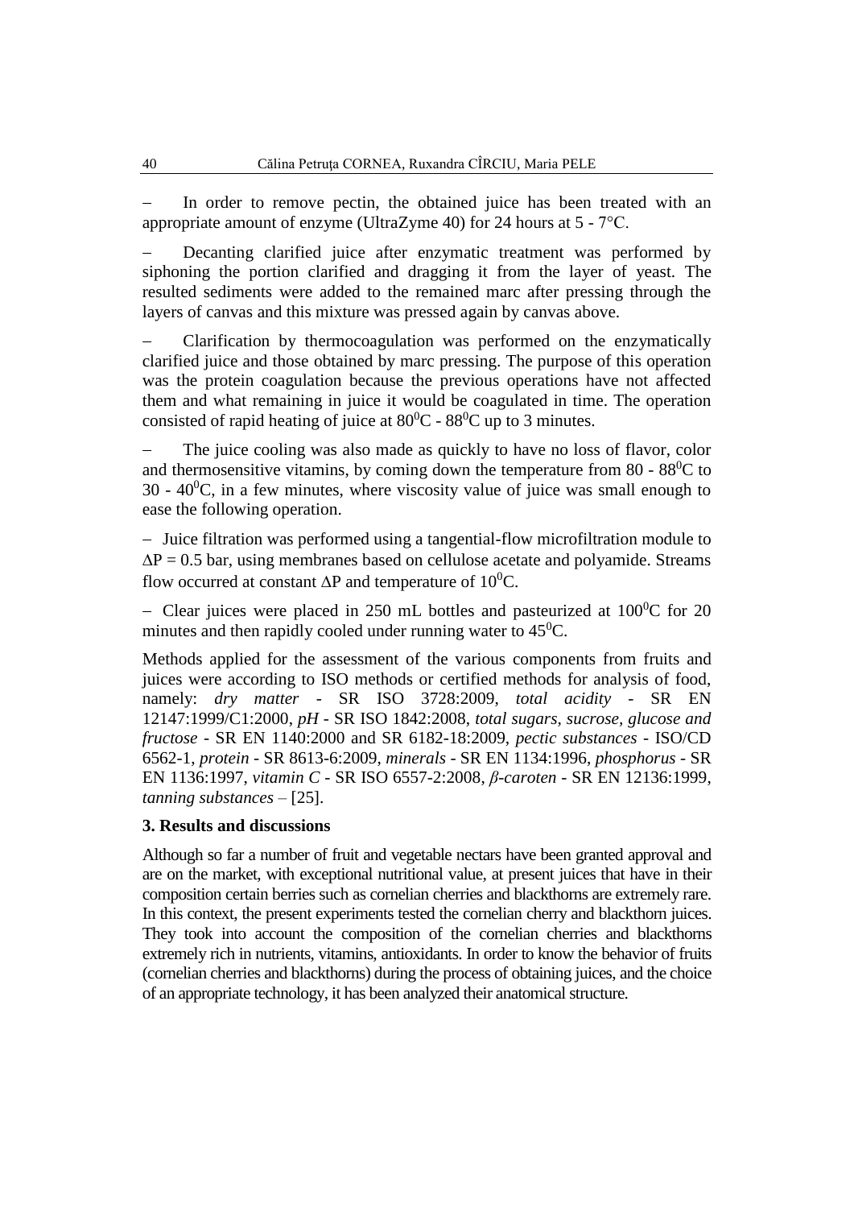– In order to remove pectin, the obtained juice has been treated with an appropriate amount of enzyme (UltraZyme 40) for 24 hours at 5 - 7°C.

– Decanting clarified juice after enzymatic treatment was performed by siphoning the portion clarified and dragging it from the layer of yeast. The resulted sediments were added to the remained marc after pressing through the layers of canvas and this mixture was pressed again by canvas above.

– Clarification by thermocoagulation was performed on the enzymatically clarified juice and those obtained by marc pressing. The purpose of this operation was the protein coagulation because the previous operations have not affected them and what remaining in juice it would be coagulated in time. The operation consisted of rapid heating of juice at $80^0$C - $88^0$C up to 3 minutes.

– The juice cooling was also made as quickly to have no loss of flavor, color and thermosensitive vitamins, by coming down the temperature from 80 - $88^0$C to 30 - $40^0$C, in a few minutes, where viscosity value of juice was small enough to ease the following operation.

– Juice filtration was performed using a tangential-flow microfiltration module to $\Delta P = 0.5$ bar, using membranes based on cellulose acetate and polyamide. Streams flow occurred at constant $\Delta P$ and temperature of $10^0$C.

– Clear juices were placed in 250 mL bottles and pasteurized at $100^0$C for 20 minutes and then rapidly cooled under running water to $45^0$C.

Methods applied for the assessment of the various components from fruits and juices were according to ISO methods or certified methods for analysis of food, namely: *dry matter* - SR ISO 3728:2009, *total acidity* - SR EN 12147:1999/C1:2000, *pH* - SR ISO 1842:2008, *total sugars, sucrose, glucose and fructose* - SR EN 1140:2000 and SR 6182-18:2009, *pectic substances* - ISO/CD 6562-1, *protein* - SR 8613-6:2009, *minerals* - SR EN 1134:1996, *phosphorus* - SR EN 1136:1997, *vitamin C* - SR ISO 6557-2:2008, *β-caroten* - SR EN 12136:1999, *tanning substances* – [25].

## 3. Results and discussions

Although so far a number of fruit and vegetable nectars have been granted approval and are on the market, with exceptional nutritional value, at present juices that have in their composition certain berries such as cornelian cherries and blackthorns are extremely rare. In this context, the present experiments tested the cornelian cherry and blackthorn juices. They took into account the composition of the cornelian cherries and blackthorns extremely rich in nutrients, vitamins, antioxidants. In order to know the behavior of fruits (cornelian cherries and blackthorns) during the process of obtaining juices, and the choice of an appropriate technology, it has been analyzed their anatomical structure.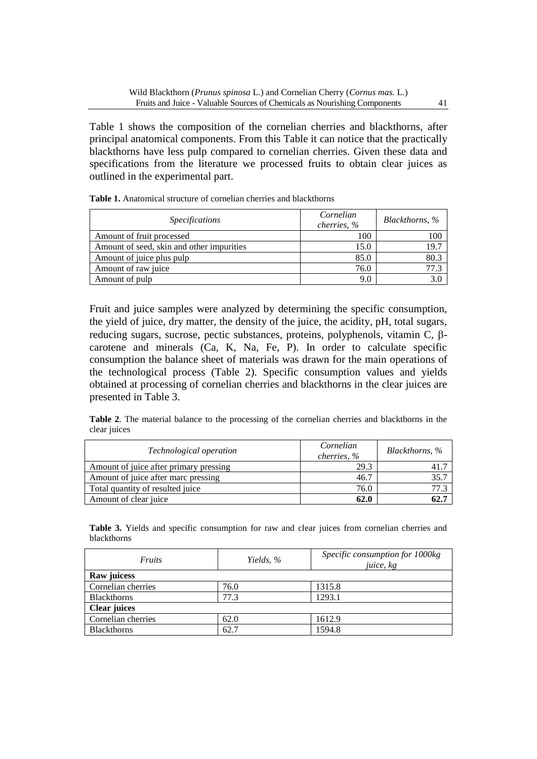Table 1 shows the composition of the cornelian cherries and blackthorns, after principal anatomical components. From this Table it can notice that the practically blackthorns have less pulp compared to cornelian cherries. Given these data and specifications from the literature we processed fruits to obtain clear juices as outlined in the experimental part.

**Table 1.** Anatomical structure of cornelian cherries and blackthorns

| *Specifications* | *Cornelian cherries, %* | *Blackthorns, %* |
|---|---|---|
| Amount of fruit processed | 100 | 100 |
| Amount of seed, skin and other impurities | 15.0 | 19.7 |
| Amount of juice plus pulp | 85.0 | 80.3 |
| Amount of raw juice | 76.0 | 77.3 |
| Amount of pulp | 9.0 | 3.0 |

Fruit and juice samples were analyzed by determining the specific consumption, the yield of juice, dry matter, the density of the juice, the acidity, pH, total sugars, reducing sugars, sucrose, pectic substances, proteins, polyphenols, vitamin C, β-carotene and minerals (Ca, K, Na, Fe, P). In order to calculate specific consumption the balance sheet of materials was drawn for the main operations of the technological process (Table 2). Specific consumption values and yields obtained at processing of cornelian cherries and blackthorns in the clear juices are presented in Table 3.

**Table 2**. The material balance to the processing of the cornelian cherries and blackthorns in the clear juices

| *Technological operation* | *Cornelian cherries, %* | *Blackthorns, %* |
|---|---|---|
| Amount of juice after primary pressing | 29.3 | 41.7 |
| Amount of juice after marc pressing | 46.7 | 35.7 |
| Total quantity of resulted juice | 76.0 | 77.3 |
| Amount of clear juice | **62.0** | **62.7** |

**Table 3.** Yields and specific consumption for raw and clear juices from cornelian cherries and blackthorns

| *Fruits* | *Yields, %* | *Specific consumption for 1000kg juice, kg* |
|---|---|---|
| **Raw juicess** | | |
| Cornelian cherries | 76.0 | 1315.8 |
| Blackthorns | 77.3 | 1293.1 |
| **Clear juices** | | |
| Cornelian cherries | 62.0 | 1612.9 |
| Blackthorns | 62.7 | 1594.8 |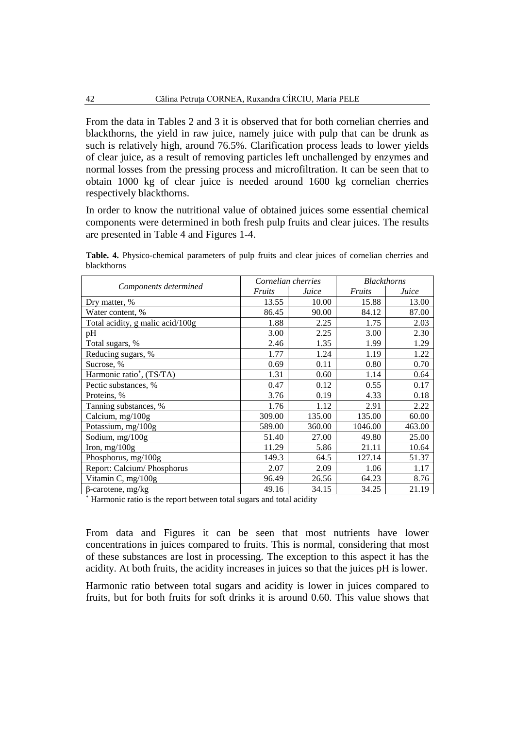From the data in Tables 2 and 3 it is observed that for both cornelian cherries and blackthorns, the yield in raw juice, namely juice with pulp that can be drunk as such is relatively high, around 76.5%. Clarification process leads to lower yields of clear juice, as a result of removing particles left unchallenged by enzymes and normal losses from the pressing process and microfiltration. It can be seen that to obtain 1000 kg of clear juice is needed around 1600 kg cornelian cherries respectively blackthorns.

In order to know the nutritional value of obtained juices some essential chemical components were determined in both fresh pulp fruits and clear juices. The results are presented in Table 4 and Figures 1-4.

**Table. 4.** Physico-chemical parameters of pulp fruits and clear juices of cornelian cherries and blackthorns

| *Components determined* | *Cornelian cherries* | | *Blackthorns* | |
|---|---|---|---|---|
| | *Fruits* | *Juice* | *Fruits* | *Juice* |
| Dry matter, % | 13.55 | 10.00 | 15.88 | 13.00 |
| Water content, % | 86.45 | 90.00 | 84.12 | 87.00 |
| Total acidity, g malic acid/100g | 1.88 | 2.25 | 1.75 | 2.03 |
| pH | 3.00 | 2.25 | 3.00 | 2.30 |
| Total sugars, % | 2.46 | 1.35 | 1.99 | 1.29 |
| Reducing sugars, % | 1.77 | 1.24 | 1.19 | 1.22 |
| Sucrose, % | 0.69 | 0.11 | 0.80 | 0.70 |
| Harmonic ratio*, (TS/TA) | 1.31 | 0.60 | 1.14 | 0.64 |
| Pectic substances, % | 0.47 | 0.12 | 0.55 | 0.17 |
| Proteins, % | 3.76 | 0.19 | 4.33 | 0.18 |
| Tanning substances, % | 1.76 | 1.12 | 2.91 | 2.22 |
| Calcium, mg/100g | 309.00 | 135.00 | 135.00 | 60.00 |
| Potassium, mg/100g | 589.00 | 360.00 | 1046.00 | 463.00 |
| Sodium, mg/100g | 51.40 | 27.00 | 49.80 | 25.00 |
| Iron, mg/100g | 11.29 | 5.86 | 21.11 | 10.64 |
| Phosphorus, mg/100g | 149.3 | 64.5 | 127.14 | 51.37 |
| Report: Calcium/ Phosphorus | 2.07 | 2.09 | 1.06 | 1.17 |
| Vitamin C, mg/100g | 96.49 | 26.56 | 64.23 | 8.76 |
| β-carotene, mg/kg | 49.16 | 34.15 | 34.25 | 21.19 |

* Harmonic ratio is the report between total sugars and total acidity

From data and Figures it can be seen that most nutrients have lower concentrations in juices compared to fruits. This is normal, considering that most of these substances are lost in processing. The exception to this aspect it has the acidity. At both fruits, the acidity increases in juices so that the juices pH is lower.

Harmonic ratio between total sugars and acidity is lower in juices compared to fruits, but for both fruits for soft drinks it is around 0.60. This value shows that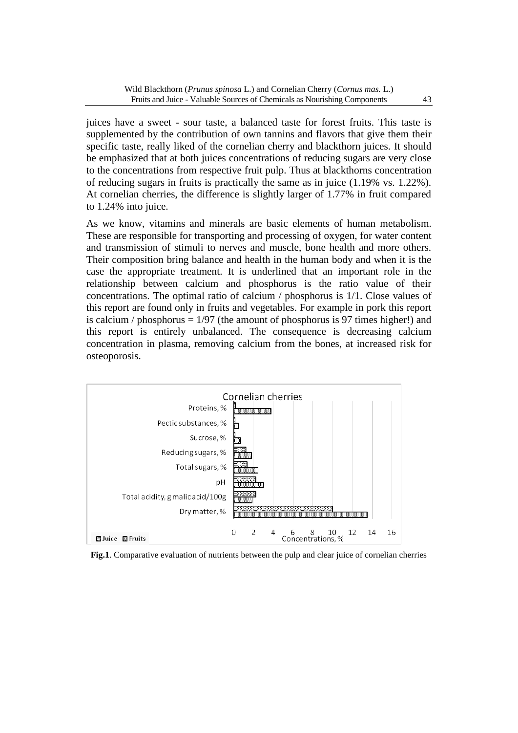juices have a sweet - sour taste, a balanced taste for forest fruits. This taste is supplemented by the contribution of own tannins and flavors that give them their specific taste, really liked of the cornelian cherry and blackthorn juices. It should be emphasized that at both juices concentrations of reducing sugars are very close to the concentrations from respective fruit pulp. Thus at blackthorns concentration of reducing sugars in fruits is practically the same as in juice (1.19% vs. 1.22%). At cornelian cherries, the difference is slightly larger of 1.77% in fruit compared to 1.24% into juice.

As we know, vitamins and minerals are basic elements of human metabolism. These are responsible for transporting and processing of oxygen, for water content and transmission of stimuli to nerves and muscle, bone health and more others. Their composition bring balance and health in the human body and when it is the case the appropriate treatment. It is underlined that an important role in the relationship between calcium and phosphorus is the ratio value of their concentrations. The optimal ratio of calcium / phosphorus is 1/1. Close values of this report are found only in fruits and vegetables. For example in pork this report is calcium / phosphorus = 1/97 (the amount of phosphorus is 97 times higher!) and this report is entirely unbalanced. The consequence is decreasing calcium concentration in plasma, removing calcium from the bones, at increased risk for osteoporosis.

**Fig.1**. Comparative evaluation of nutrients between the pulp and clear juice of cornelian cherries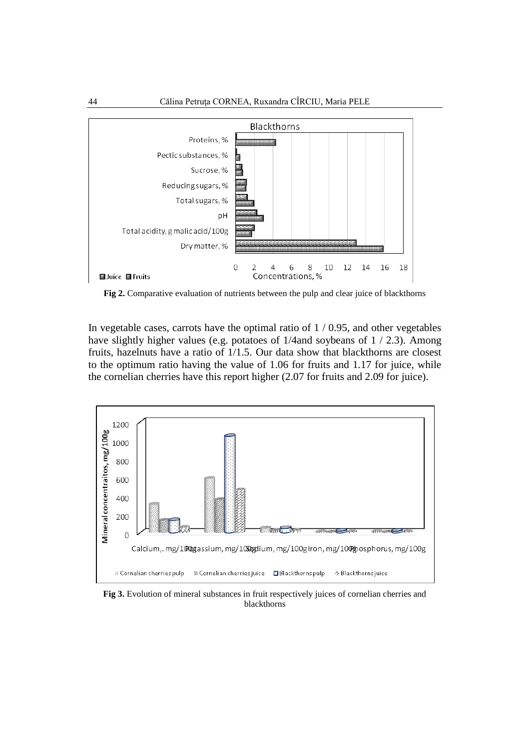**Fig 2.** Comparative evaluation of nutrients between the pulp and clear juice of blackthorns

In vegetable cases, carrots have the optimal ratio of 1 / 0.95, and other vegetables have slightly higher values (e.g. potatoes of 1/4and soybeans of 1 / 2.3). Among fruits, hazelnuts have a ratio of 1/1.5. Our data show that blackthorns are closest to the optimum ratio having the value of 1.06 for fruits and 1.17 for juice, while the cornelian cherries have this report higher (2.07 for fruits and 2.09 for juice).

**Fig 3.** Evolution of mineral substances in fruit respectively juices of cornelian cherries and blackthorns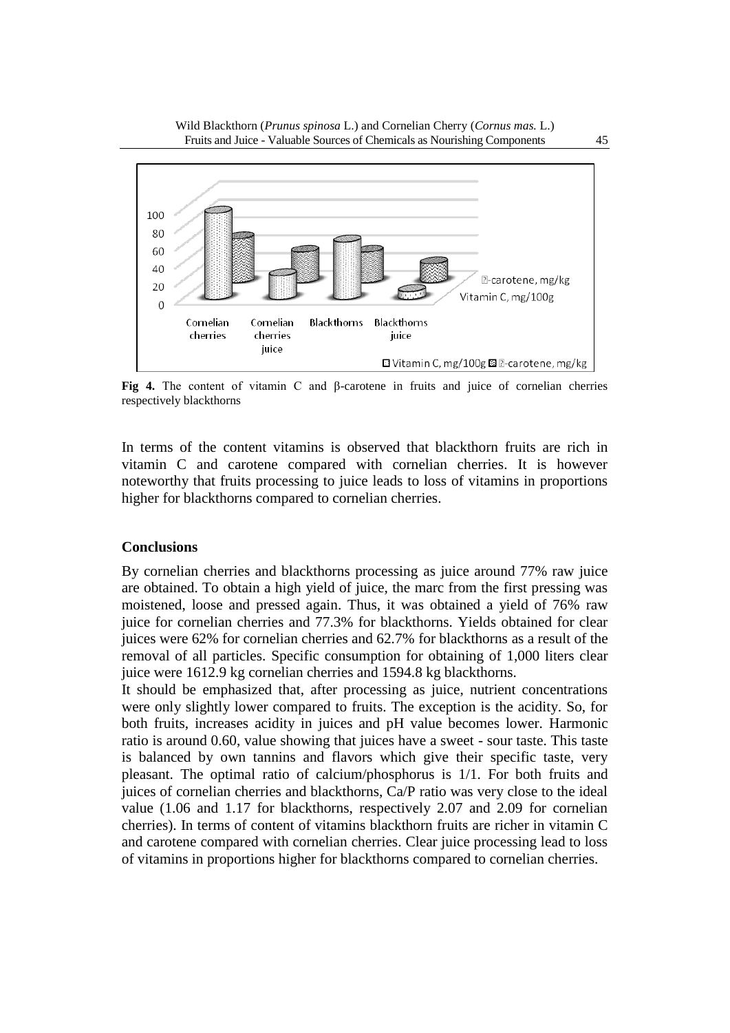**Fig 4.** The content of vitamin C and β-carotene in fruits and juice of cornelian cherries respectively blackthorns

In terms of the content vitamins is observed that blackthorn fruits are rich in vitamin C and carotene compared with cornelian cherries. It is however noteworthy that fruits processing to juice leads to loss of vitamins in proportions higher for blackthorns compared to cornelian cherries.

## Conclusions

By cornelian cherries and blackthorns processing as juice around 77% raw juice are obtained. To obtain a high yield of juice, the marc from the first pressing was moistened, loose and pressed again. Thus, it was obtained a yield of 76% raw juice for cornelian cherries and 77.3% for blackthorns. Yields obtained for clear juices were 62% for cornelian cherries and 62.7% for blackthorns as a result of the removal of all particles. Specific consumption for obtaining of 1,000 liters clear juice were 1612.9 kg cornelian cherries and 1594.8 kg blackthorns.

It should be emphasized that, after processing as juice, nutrient concentrations were only slightly lower compared to fruits. The exception is the acidity. So, for both fruits, increases acidity in juices and pH value becomes lower. Harmonic ratio is around 0.60, value showing that juices have a sweet - sour taste. This taste is balanced by own tannins and flavors which give their specific taste, very pleasant. The optimal ratio of calcium/phosphorus is 1/1. For both fruits and juices of cornelian cherries and blackthorns, Ca/P ratio was very close to the ideal value (1.06 and 1.17 for blackthorns, respectively 2.07 and 2.09 for cornelian cherries). In terms of content of vitamins blackthorn fruits are richer in vitamin C and carotene compared with cornelian cherries. Clear juice processing lead to loss of vitamins in proportions higher for blackthorns compared to cornelian cherries.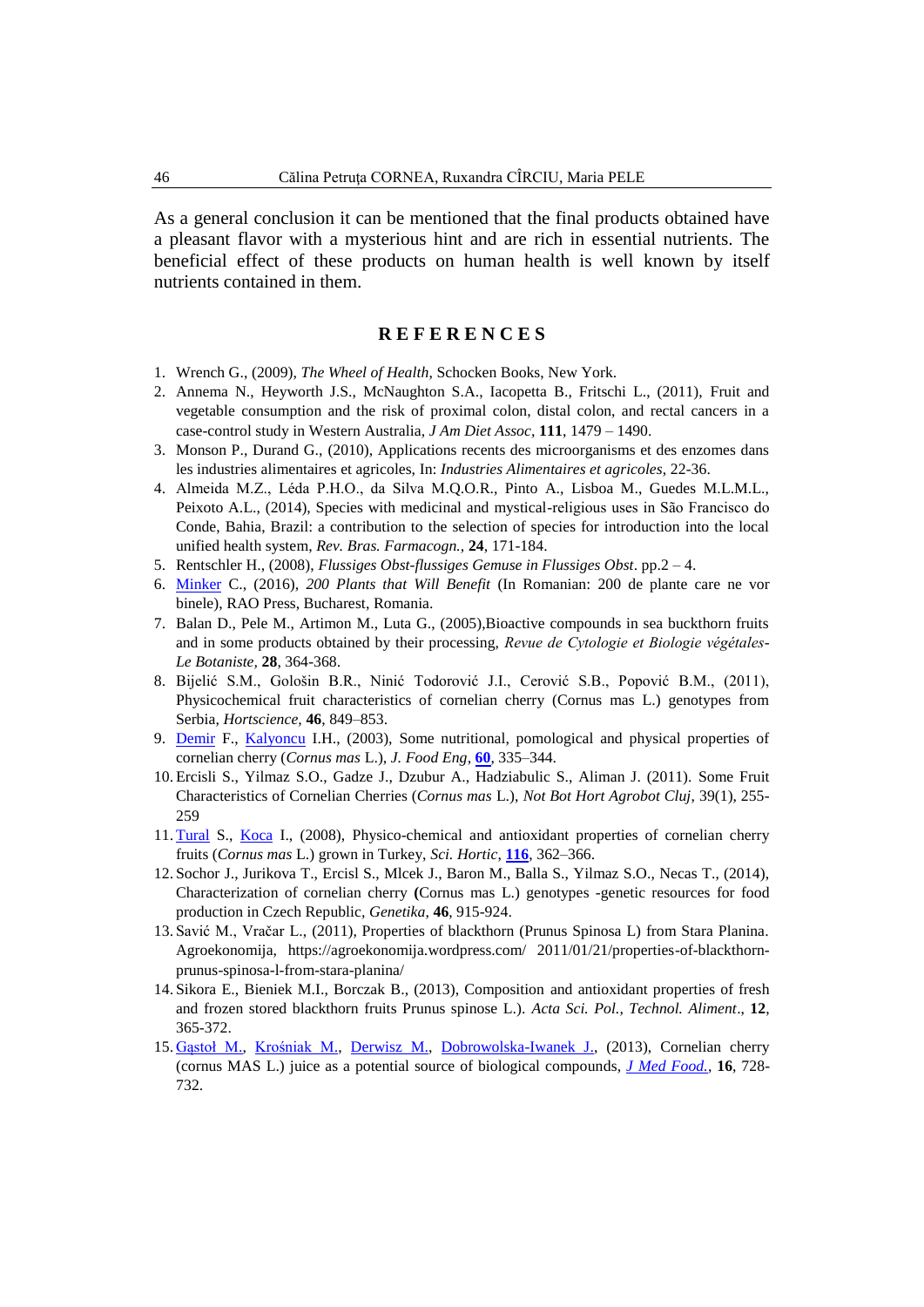As a general conclusion it can be mentioned that the final products obtained have a pleasant flavor with a mysterious hint and are rich in essential nutrients. The beneficial effect of these products on human health is well known by itself nutrients contained in them.

## R E F E R E N C E S

1. Wrench G., (2009), *The Wheel of Health*, Schocken Books, New York.
2. Annema N., Heyworth J.S., McNaughton S.A., Iacopetta B., Fritschi L., (2011), Fruit and vegetable consumption and the risk of proximal colon, distal colon, and rectal cancers in a case-control study in Western Australia, *J Am Diet Assoc*, **111**, 1479 – 1490.
3. Monson P., Durand G., (2010), Applications recents des microorganisms et des enzomes dans les industries alimentaires et agricoles, In: *Industries Alimentaires et agricoles*, 22-36.
4. Almeida M.Z., Léda P.H.O., da Silva M.Q.O.R., Pinto A., Lisboa M., Guedes M.L.M.L., Peixoto A.L., (2014), Species with medicinal and mystical-religious uses in São Francisco do Conde, Bahia, Brazil: a contribution to the selection of species for introduction into the local unified health system, *Rev. Bras. Farmacogn.*, **24**, 171-184.
5. Rentschler H., (2008), *Flussiges Obst-flussiges Gemuse in Flussiges Obst*. pp.2 – 4.
6. Minker C., (2016), *200 Plants that Will Benefit* (In Romanian: 200 de plante care ne vor binele), RAO Press, Bucharest, Romania.
7. Balan D., Pele M., Artimon M., Luta G., (2005),Bioactive compounds in sea buckthorn fruits and in some products obtained by their processing, *Revue de Cytologie et Biologie végétales-Le Botaniste*, **28**, 364-368.
8. Bijelić S.M., Gološin B.R., Ninić Todorović J.I., Cerović S.B., Popović B.M., (2011), Physicochemical fruit characteristics of cornelian cherry (Cornus mas L.) genotypes from Serbia, *Hortscience*, **46**, 849–853.
9. Demir F., Kalyoncu I.H., (2003), Some nutritional, pomological and physical properties of cornelian cherry (*Cornus mas* L.), *J. Food Eng*, **60**, 335–344.
10. Ercisli S., Yilmaz S.O., Gadze J., Dzubur A., Hadziabulic S., Aliman J. (2011). Some Fruit Characteristics of Cornelian Cherries (*Cornus mas* L.), *Not Bot Hort Agrobot Cluj*, 39(1), 255-259
11. Tural S., Koca I., (2008), Physico-chemical and antioxidant properties of cornelian cherry fruits (*Cornus mas* L.) grown in Turkey, *Sci. Hortic*, **116**, 362–366.
12. Sochor J., Jurikova T., Ercisl S., Mlcek J., Baron M., Balla S., Yilmaz S.O., Necas T., (2014), Characterization of cornelian cherry **(**Cornus mas L.) genotypes -genetic resources for food production in Czech Republic, *Genetika*, **46**, 915-924.
13. Savić M., Vračar L., (2011), Properties of blackthorn (Prunus Spinosa L) from Stara Planina. Agroekonomija, https://agroekonomija.wordpress.com/ 2011/01/21/properties-of-blackthorn-prunus-spinosa-l-from-stara-planina/
14. Sikora E., Bieniek M.I., Borczak B., (2013), Composition and antioxidant properties of fresh and frozen stored blackthorn fruits Prunus spinose L.). *Acta Sci. Pol., Technol. Aliment*., **12**, 365-372.
15. Gąstoł M., Krośniak M., Derwisz M., Dobrowolska-Iwanek J., (2013), Cornelian cherry (cornus MAS L.) juice as a potential source of biological compounds, *J Med Food.*, **16**, 728-732.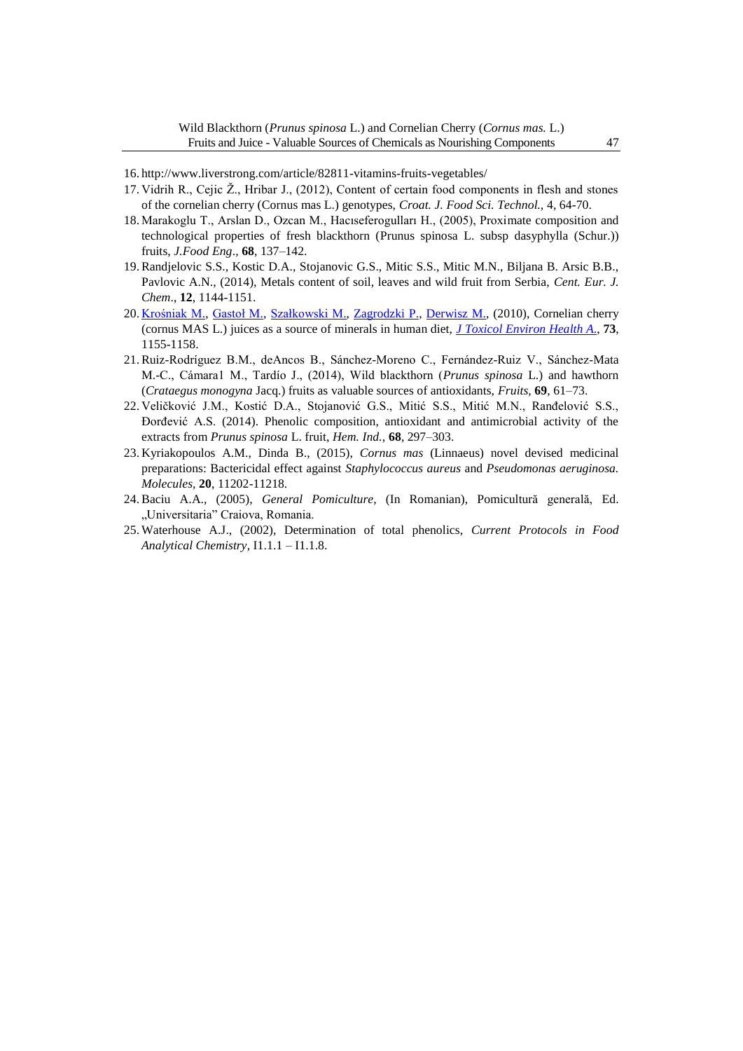16. http://www.liverstrong.com/article/82811-vitamins-fruits-vegetables/
17. Vidrih R., Cejic Ž., Hribar J., (2012), Content of certain food components in flesh and stones of the cornelian cherry (Cornus mas L.) genotypes, *Croat. J. Food Sci. Technol.*, 4, 64-70.
18. Marakoglu T., Arslan D., Ozcan M., Hacıseferogulları H., (2005), Proximate composition and technological properties of fresh blackthorn (Prunus spinosa L. subsp dasyphylla (Schur.)) fruits, *J.Food Eng*., **68**, 137–142.
19. Randjelovic S.S., Kostic D.A., Stojanovic G.S., Mitic S.S., Mitic M.N., Biljana B. Arsic B.B., Pavlovic A.N., (2014), Metals content of soil, leaves and wild fruit from Serbia, *Cent. Eur. J. Chem*., **12**, 1144-1151.
20. Krośniak M., Gastoł M., Szałkowski M., Zagrodzki P., Derwisz M., (2010), Cornelian cherry (cornus MAS L.) juices as a source of minerals in human diet, *J Toxicol Environ Health A.*, **73**, 1155-1158.
21. Ruiz-Rodríguez B.M., deAncos B., Sánchez-Moreno C., Fernández-Ruiz V., Sánchez-Mata M.-C., Cámara1 M., Tardío J., (2014), Wild blackthorn (*Prunus spinosa* L.) and hawthorn (*Crataegus monogyna* Jacq.) fruits as valuable sources of antioxidants, *Fruits*, **69**, 61–73.
22. Veličković J.M., Kostić D.A., Stojanović G.S., Mitić S.S., Mitić M.N., Ranđelović S.S., Đorđević A.S. (2014). Phenolic composition, antioxidant and antimicrobial activity of the extracts from *Prunus spinosa* L. fruit, *Hem. Ind.*, **68**, 297–303.
23. Kyriakopoulos A.M., Dinda B., (2015), *Cornus mas* (Linnaeus) novel devised medicinal preparations: Bactericidal effect against *Staphylococcus aureus* and *Pseudomonas aeruginosa*. *Molecules*, **20**, 11202-11218.
24. Baciu A.A., (2005), *General Pomiculture*, (In Romanian), Pomicultură generală, Ed. „Universitaria" Craiova, Romania.
25. Waterhouse A.J., (2002), Determination of total phenolics, *Current Protocols in Food Analytical Chemistry*, I1.1.1 – I1.1.8.